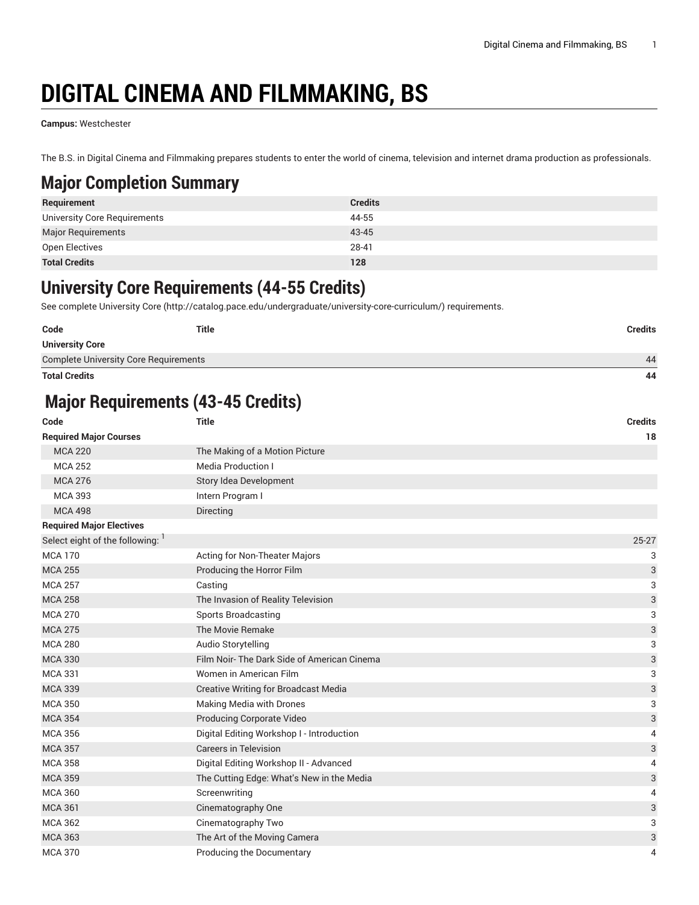# DIGITAL CINEMA AND FILMMAKING, BS

**Campus:** Westchester

The B.S. in Digital Cinema and Filmmaking prepares students to enter the world of cinema, television and internet drama production as professionals.

## Major Completion Summary

| Requirement | Credits |
|---|---|
| University Core Requirements | 44-55 |
| Major Requirements | 43-45 |
| Open Electives | 28-41 |
| **Total Credits** | **128** |

## University Core Requirements (44-55 Credits)

See complete University Core (http://catalog.pace.edu/undergraduate/university-core-curriculum/) requirements.

| Code | Title | Credits |
|---|---|---|
| **University Core** | | |
| Complete University Core Requirements | | 44 |
| **Total Credits** | | **44** |

## Major Requirements (43-45 Credits)

| Code | Title | Credits |
|---|---|---|
| **Required Major Courses** | | **18** |
| MCA 220 | The Making of a Motion Picture | |
| MCA 252 | Media Production I | |
| MCA 276 | Story Idea Development | |
| MCA 393 | Intern Program I | |
| MCA 498 | Directing | |
| **Required Major Electives** | | |
| Select eight of the following: [1] | | 25-27 |
| MCA 170 | Acting for Non-Theater Majors | 3 |
| MCA 255 | Producing the Horror Film | 3 |
| MCA 257 | Casting | 3 |
| MCA 258 | The Invasion of Reality Television | 3 |
| MCA 270 | Sports Broadcasting | 3 |
| MCA 275 | The Movie Remake | 3 |
| MCA 280 | Audio Storytelling | 3 |
| MCA 330 | Film Noir- The Dark Side of American Cinema | 3 |
| MCA 331 | Women in American Film | 3 |
| MCA 339 | Creative Writing for Broadcast Media | 3 |
| MCA 350 | Making Media with Drones | 3 |
| MCA 354 | Producing Corporate Video | 3 |
| MCA 356 | Digital Editing Workshop I - Introduction | 4 |
| MCA 357 | Careers in Television | 3 |
| MCA 358 | Digital Editing Workshop II - Advanced | 4 |
| MCA 359 | The Cutting Edge: What's New in the Media | 3 |
| MCA 360 | Screenwriting | 4 |
| MCA 361 | Cinematography One | 3 |
| MCA 362 | Cinematography Two | 3 |
| MCA 363 | The Art of the Moving Camera | 3 |
| MCA 370 | Producing the Documentary | 4 |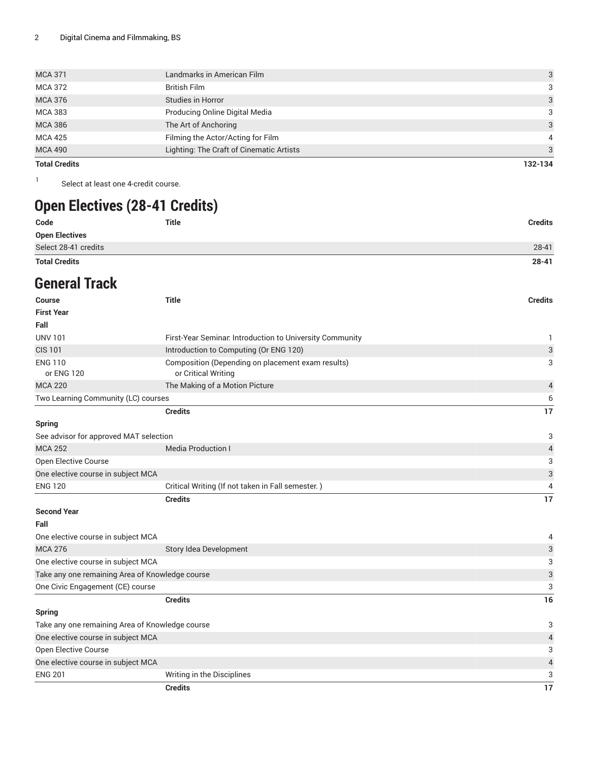| | | |
|---|---|---|
| MCA 371 | Landmarks in American Film | 3 |
| MCA 372 | British Film | 3 |
| MCA 376 | Studies in Horror | 3 |
| MCA 383 | Producing Online Digital Media | 3 |
| MCA 386 | The Art of Anchoring | 3 |
| MCA 425 | Filming the Actor/Acting for Film | 4 |
| MCA 490 | Lighting: The Craft of Cinematic Artists | 3 |
| **Total Credits** | | **132-134** |

[1] Select at least one 4-credit course.

## Open Electives (28-41 Credits)

| Code | Title | Credits |
|---|---|---|
| **Open Electives** | | |
| Select 28-41 credits | | 28-41 |
| **Total Credits** | | **28-41** |

## General Track

| Course | Title | Credits |
|---|---|---|
| **First Year** | | |
| **Fall** | | |
| UNV 101 | First-Year Seminar: Introduction to University Community | 1 |
| CIS 101 | Introduction to Computing (Or ENG 120) | 3 |
| ENG 110 or ENG 120 | Composition (Depending on placement exam results) or Critical Writing | 3 |
| MCA 220 | The Making of a Motion Picture | 4 |
| Two Learning Community (LC) courses | | 6 |
| | **Credits** | **17** |
| **Spring** | | |
| See advisor for approved MAT selection | | 3 |
| MCA 252 | Media Production I | 4 |
| Open Elective Course | | 3 |
| One elective course in subject MCA | | 3 |
| ENG 120 | Critical Writing (If not taken in Fall semester. ) | 4 |
| | **Credits** | **17** |
| **Second Year** | | |
| **Fall** | | |
| One elective course in subject MCA | | 4 |
| MCA 276 | Story Idea Development | 3 |
| One elective course in subject MCA | | 3 |
| Take any one remaining Area of Knowledge course | | 3 |
| One Civic Engagement (CE) course | | 3 |
| | **Credits** | **16** |
| **Spring** | | |
| Take any one remaining Area of Knowledge course | | 3 |
| One elective course in subject MCA | | 4 |
| Open Elective Course | | 3 |
| One elective course in subject MCA | | 4 |
| ENG 201 | Writing in the Disciplines | 3 |
| | **Credits** | **17** |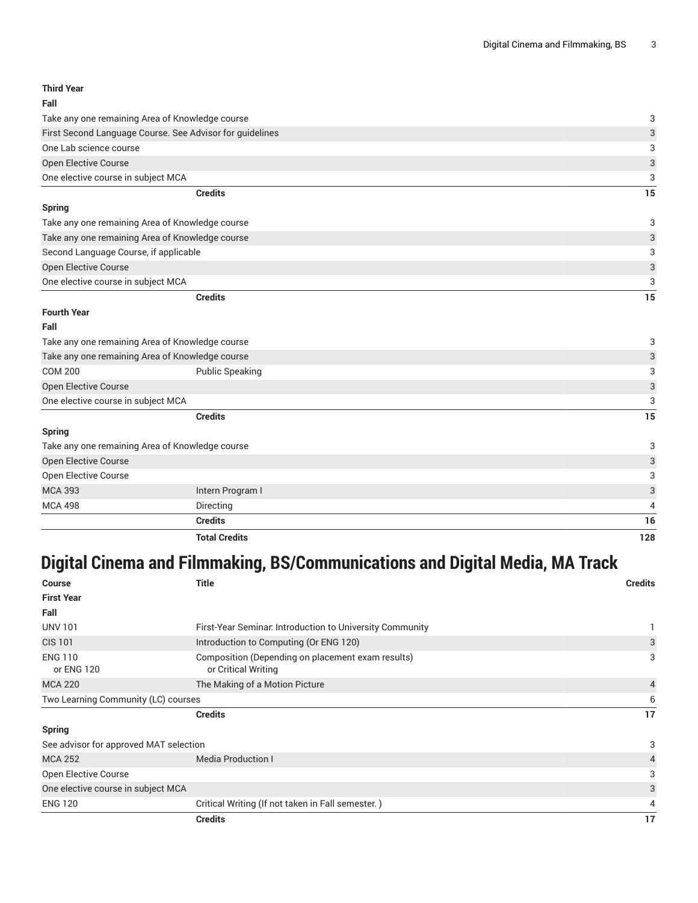| | | |
|---|---|---|
| **Third Year** | | |
| **Fall** | | |
| Take any one remaining Area of Knowledge course | | 3 |
| First Second Language Course. See Advisor for guidelines | | 3 |
| One Lab science course | | 3 |
| Open Elective Course | | 3 |
| One elective course in subject MCA | | 3 |
| | **Credits** | **15** |
| **Spring** | | |
| Take any one remaining Area of Knowledge course | | 3 |
| Take any one remaining Area of Knowledge course | | 3 |
| Second Language Course, if applicable | | 3 |
| Open Elective Course | | 3 |
| One elective course in subject MCA | | 3 |
| | **Credits** | **15** |
| **Fourth Year** | | |
| **Fall** | | |
| Take any one remaining Area of Knowledge course | | 3 |
| Take any one remaining Area of Knowledge course | | 3 |
| COM 200 | Public Speaking | 3 |
| Open Elective Course | | 3 |
| One elective course in subject MCA | | 3 |
| | **Credits** | **15** |
| **Spring** | | |
| Take any one remaining Area of Knowledge course | | 3 |
| Open Elective Course | | 3 |
| Open Elective Course | | 3 |
| MCA 393 | Intern Program I | 3 |
| MCA 498 | Directing | 4 |
| | **Credits** | **16** |
| | **Total Credits** | **128** |

# Digital Cinema and Filmmaking, BS/Communications and Digital Media, MA Track

| Course | Title | Credits |
|---|---|---|
| **First Year** | | |
| **Fall** | | |
| UNV 101 | First-Year Seminar: Introduction to University Community | 1 |
| CIS 101 | Introduction to Computing (Or ENG 120) | 3 |
| ENG 110 or ENG 120 | Composition (Depending on placement exam results) or Critical Writing | 3 |
| MCA 220 | The Making of a Motion Picture | 4 |
| Two Learning Community (LC) courses | | 6 |
| | **Credits** | **17** |
| **Spring** | | |
| See advisor for approved MAT selection | | 3 |
| MCA 252 | Media Production I | 4 |
| Open Elective Course | | 3 |
| One elective course in subject MCA | | 3 |
| ENG 120 | Critical Writing (If not taken in Fall semester. ) | 4 |
| | **Credits** | **17** |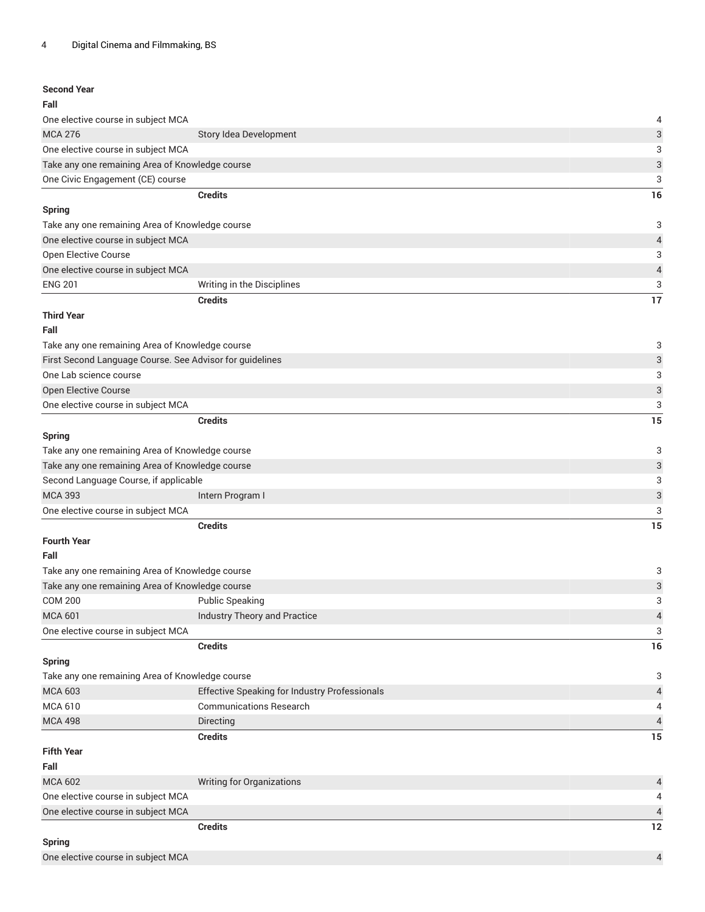| Course | Title | Credits |
| --- | --- | --- |
| **Second Year** | | |
| **Fall** | | |
| One elective course in subject MCA | | 4 |
| MCA 276 | Story Idea Development | 3 |
| One elective course in subject MCA | | 3 |
| Take any one remaining Area of Knowledge course | | 3 |
| One Civic Engagement (CE) course | | 3 |
| | **Credits** | **16** |
| **Spring** | | |
| Take any one remaining Area of Knowledge course | | 3 |
| One elective course in subject MCA | | 4 |
| Open Elective Course | | 3 |
| One elective course in subject MCA | | 4 |
| ENG 201 | Writing in the Disciplines | 3 |
| | **Credits** | **17** |
| **Third Year** | | |
| **Fall** | | |
| Take any one remaining Area of Knowledge course | | 3 |
| First Second Language Course. See Advisor for guidelines | | 3 |
| One Lab science course | | 3 |
| Open Elective Course | | 3 |
| One elective course in subject MCA | | 3 |
| | **Credits** | **15** |
| **Spring** | | |
| Take any one remaining Area of Knowledge course | | 3 |
| Take any one remaining Area of Knowledge course | | 3 |
| Second Language Course, if applicable | | 3 |
| MCA 393 | Intern Program I | 3 |
| One elective course in subject MCA | | 3 |
| | **Credits** | **15** |
| **Fourth Year** | | |
| **Fall** | | |
| Take any one remaining Area of Knowledge course | | 3 |
| Take any one remaining Area of Knowledge course | | 3 |
| COM 200 | Public Speaking | 3 |
| MCA 601 | Industry Theory and Practice | 4 |
| One elective course in subject MCA | | 3 |
| | **Credits** | **16** |
| **Spring** | | |
| Take any one remaining Area of Knowledge course | | 3 |
| MCA 603 | Effective Speaking for Industry Professionals | 4 |
| MCA 610 | Communications Research | 4 |
| MCA 498 | Directing | 4 |
| | **Credits** | **15** |
| **Fifth Year** | | |
| **Fall** | | |
| MCA 602 | Writing for Organizations | 4 |
| One elective course in subject MCA | | 4 |
| One elective course in subject MCA | | 4 |
| | **Credits** | **12** |
| **Spring** | | |
| One elective course in subject MCA | | 4 |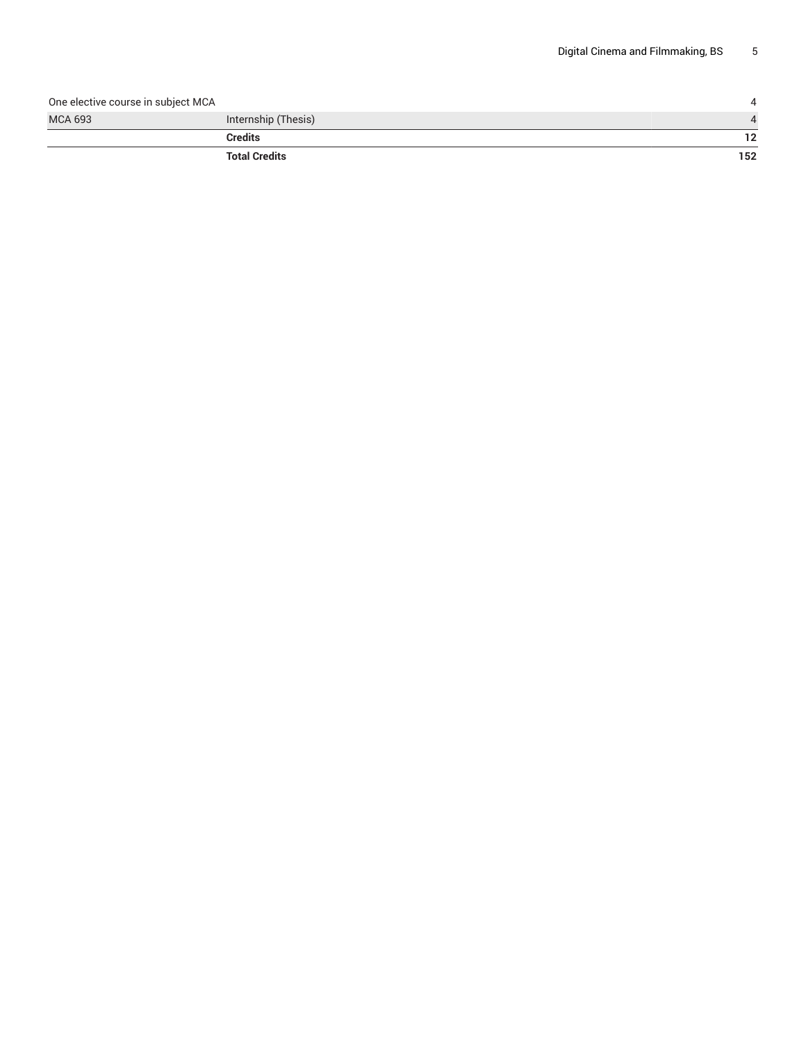| | | |
|---|---|---|
| One elective course in subject MCA | | 4 |
| MCA 693 | Internship (Thesis) | 4 |
| | **Credits** | **12** |
| | **Total Credits** | **152** |